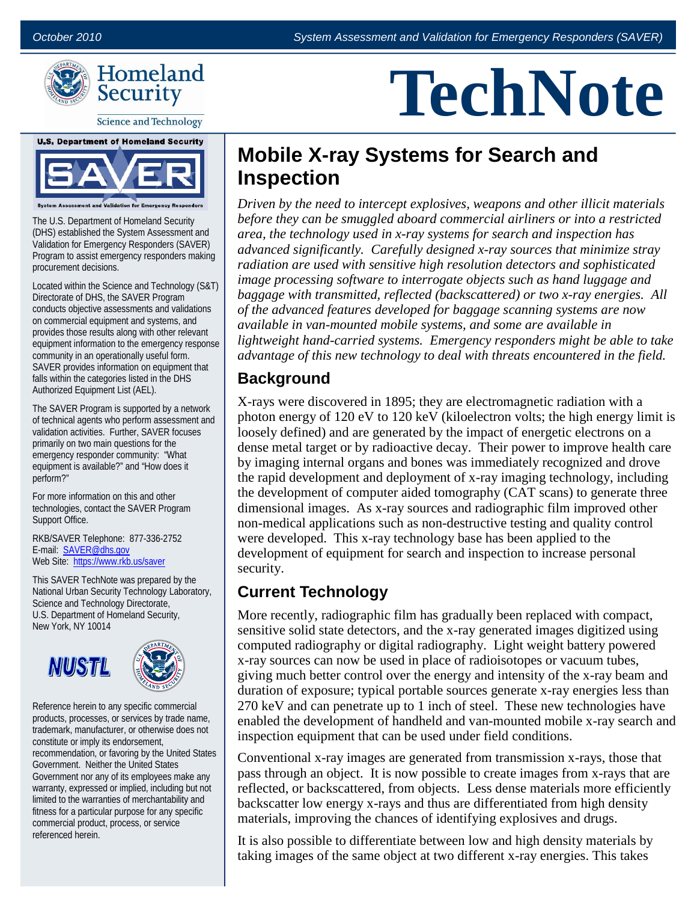October 2010 — System Assessment and Validation for Emergency Responders (SAVER)

Homeland Security
Science and Technology

# TechNote

U.S. Department of Homeland Security
SAVER
System Assessment and Validation for Emergency Responders

The U.S. Department of Homeland Security (DHS) established the System Assessment and Validation for Emergency Responders (SAVER) Program to assist emergency responders making procurement decisions.

Located within the Science and Technology (S&T) Directorate of DHS, the SAVER Program conducts objective assessments and validations on commercial equipment and systems, and provides those results along with other relevant equipment information to the emergency response community in an operationally useful form. SAVER provides information on equipment that falls within the categories listed in the DHS Authorized Equipment List (AEL).

The SAVER Program is supported by a network of technical agents who perform assessment and validation activities. Further, SAVER focuses primarily on two main questions for the emergency responder community: "What equipment is available?" and "How does it perform?"

For more information on this and other technologies, contact the SAVER Program Support Office.

RKB/SAVER Telephone: 877-336-2752
E-mail: SAVER@dhs.gov
Web Site: https://www.rkb.us/saver

This SAVER TechNote was prepared by the National Urban Security Technology Laboratory, Science and Technology Directorate, U.S. Department of Homeland Security, New York, NY 10014

NUSTL

Reference herein to any specific commercial products, processes, or services by trade name, trademark, manufacturer, or otherwise does not constitute or imply its endorsement, recommendation, or favoring by the United States Government. Neither the United States Government nor any of its employees make any warranty, expressed or implied, including but not limited to the warranties of merchantability and fitness for a particular purpose for any specific commercial product, process, or service referenced herein.

## Mobile X-ray Systems for Search and Inspection

*Driven by the need to intercept explosives, weapons and other illicit materials before they can be smuggled aboard commercial airliners or into a restricted area, the technology used in x-ray systems for search and inspection has advanced significantly. Carefully designed x-ray sources that minimize stray radiation are used with sensitive high resolution detectors and sophisticated image processing software to interrogate objects such as hand luggage and baggage with transmitted, reflected (backscattered) or two x-ray energies. All of the advanced features developed for baggage scanning systems are now available in van-mounted mobile systems, and some are available in lightweight hand-carried systems. Emergency responders might be able to take advantage of this new technology to deal with threats encountered in the field.*

### Background

X-rays were discovered in 1895; they are electromagnetic radiation with a photon energy of 120 eV to 120 keV (kiloelectron volts; the high energy limit is loosely defined) and are generated by the impact of energetic electrons on a dense metal target or by radioactive decay. Their power to improve health care by imaging internal organs and bones was immediately recognized and drove the rapid development and deployment of x-ray imaging technology, including the development of computer aided tomography (CAT scans) to generate three dimensional images. As x-ray sources and radiographic film improved other non-medical applications such as non-destructive testing and quality control were developed. This x-ray technology base has been applied to the development of equipment for search and inspection to increase personal security.

### Current Technology

More recently, radiographic film has gradually been replaced with compact, sensitive solid state detectors, and the x-ray generated images digitized using computed radiography or digital radiography. Light weight battery powered x-ray sources can now be used in place of radioisotopes or vacuum tubes, giving much better control over the energy and intensity of the x-ray beam and duration of exposure; typical portable sources generate x-ray energies less than 270 keV and can penetrate up to 1 inch of steel. These new technologies have enabled the development of handheld and van-mounted mobile x-ray search and inspection equipment that can be used under field conditions.

Conventional x-ray images are generated from transmission x-rays, those that pass through an object. It is now possible to create images from x-rays that are reflected, or backscattered, from objects. Less dense materials more efficiently backscatter low energy x-rays and thus are differentiated from high density materials, improving the chances of identifying explosives and drugs.

It is also possible to differentiate between low and high density materials by taking images of the same object at two different x-ray energies. This takes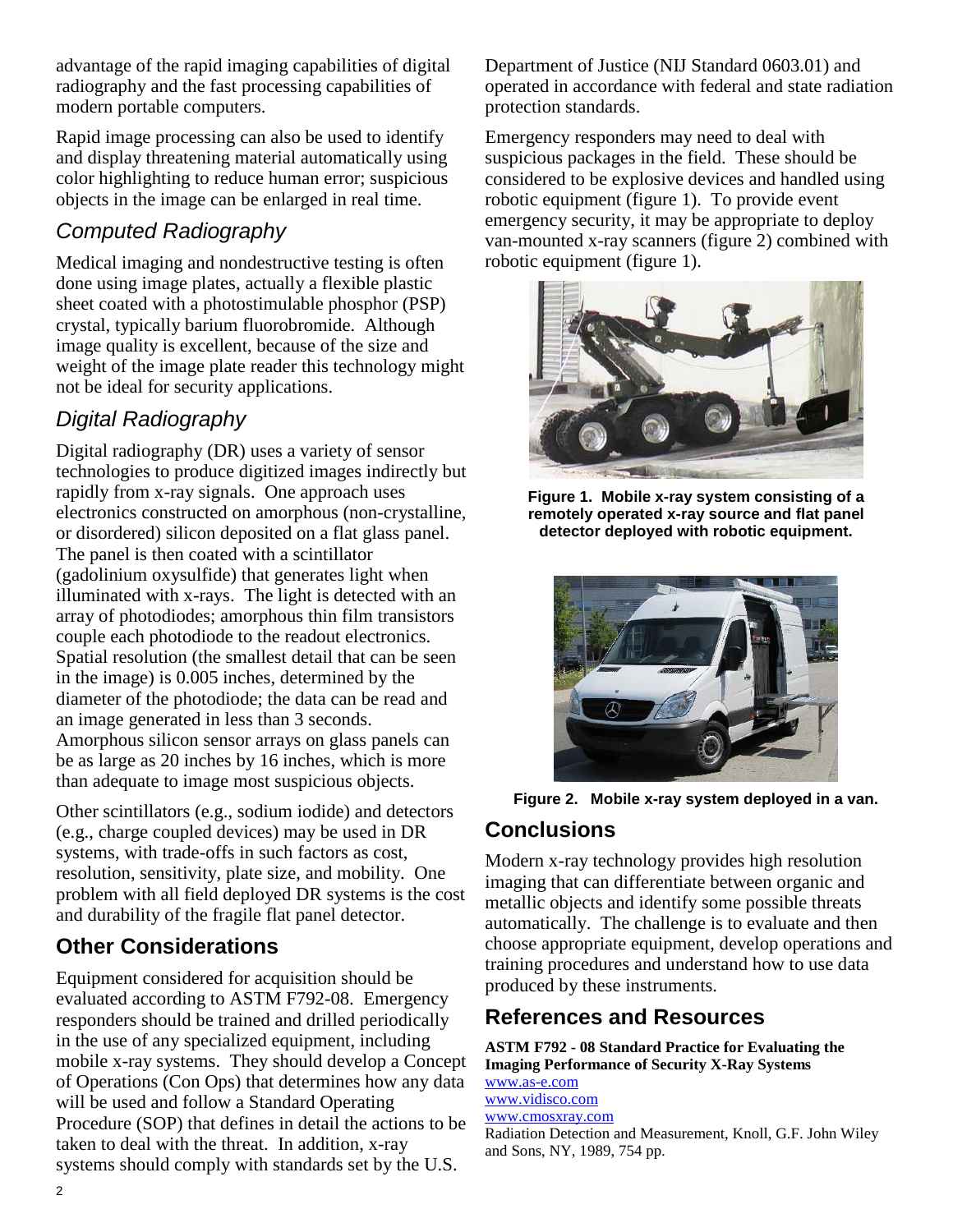advantage of the rapid imaging capabilities of digital radiography and the fast processing capabilities of modern portable computers.

Rapid image processing can also be used to identify and display threatening material automatically using color highlighting to reduce human error; suspicious objects in the image can be enlarged in real time.

### *Computed Radiography*

Medical imaging and nondestructive testing is often done using image plates, actually a flexible plastic sheet coated with a photostimulable phosphor (PSP) crystal, typically barium fluorobromide. Although image quality is excellent, because of the size and weight of the image plate reader this technology might not be ideal for security applications.

### *Digital Radiography*

Digital radiography (DR) uses a variety of sensor technologies to produce digitized images indirectly but rapidly from x-ray signals. One approach uses electronics constructed on amorphous (non-crystalline, or disordered) silicon deposited on a flat glass panel. The panel is then coated with a scintillator (gadolinium oxysulfide) that generates light when illuminated with x-rays. The light is detected with an array of photodiodes; amorphous thin film transistors couple each photodiode to the readout electronics. Spatial resolution (the smallest detail that can be seen in the image) is 0.005 inches, determined by the diameter of the photodiode; the data can be read and an image generated in less than 3 seconds. Amorphous silicon sensor arrays on glass panels can be as large as 20 inches by 16 inches, which is more than adequate to image most suspicious objects.

Other scintillators (e.g., sodium iodide) and detectors (e.g., charge coupled devices) may be used in DR systems, with trade-offs in such factors as cost, resolution, sensitivity, plate size, and mobility. One problem with all field deployed DR systems is the cost and durability of the fragile flat panel detector.

## Other Considerations

Equipment considered for acquisition should be evaluated according to ASTM F792-08. Emergency responders should be trained and drilled periodically in the use of any specialized equipment, including mobile x-ray systems. They should develop a Concept of Operations (Con Ops) that determines how any data will be used and follow a Standard Operating Procedure (SOP) that defines in detail the actions to be taken to deal with the threat. In addition, x-ray systems should comply with standards set by the U.S. Department of Justice (NIJ Standard 0603.01) and operated in accordance with federal and state radiation protection standards.

Emergency responders may need to deal with suspicious packages in the field. These should be considered to be explosive devices and handled using robotic equipment (figure 1). To provide event emergency security, it may be appropriate to deploy van-mounted x-ray scanners (figure 2) combined with robotic equipment (figure 1).

**Figure 1. Mobile x-ray system consisting of a remotely operated x-ray source and flat panel detector deployed with robotic equipment.**

**Figure 2. Mobile x-ray system deployed in a van.**

## Conclusions

Modern x-ray technology provides high resolution imaging that can differentiate between organic and metallic objects and identify some possible threats automatically. The challenge is to evaluate and then choose appropriate equipment, develop operations and training procedures and understand how to use data produced by these instruments.

## References and Resources

**ASTM F792 - 08 Standard Practice for Evaluating the Imaging Performance of Security X-Ray Systems**

www.as-e.com

www.vidisco.com

www.cmosxray.com

Radiation Detection and Measurement, Knoll, G.F. John Wiley and Sons, NY, 1989, 754 pp.